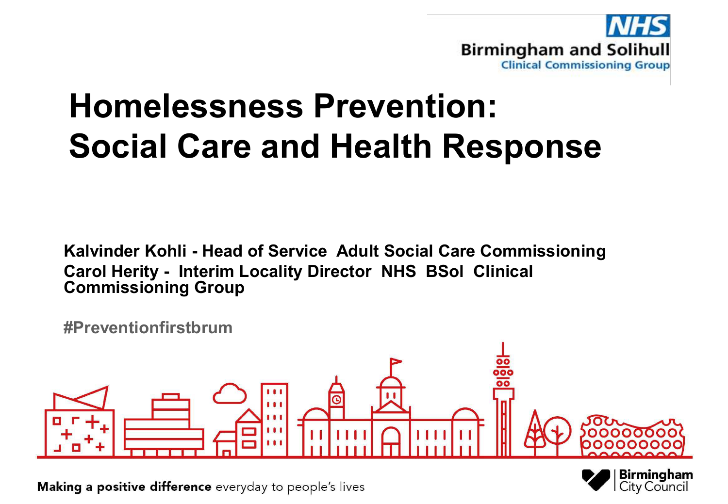NHS
Birmingham and Solihull
Clinical Commissioning Group

# Homelessness Prevention: Social Care and Health Response

**Kalvinder Kohli - Head of Service Adult Social Care Commissioning**
**Carol Herity - Interim Locality Director NHS BSol Clinical Commissioning Group**

**#Preventionfirstbrum**

**Making a positive difference** everyday to people's lives

Birmingham City Council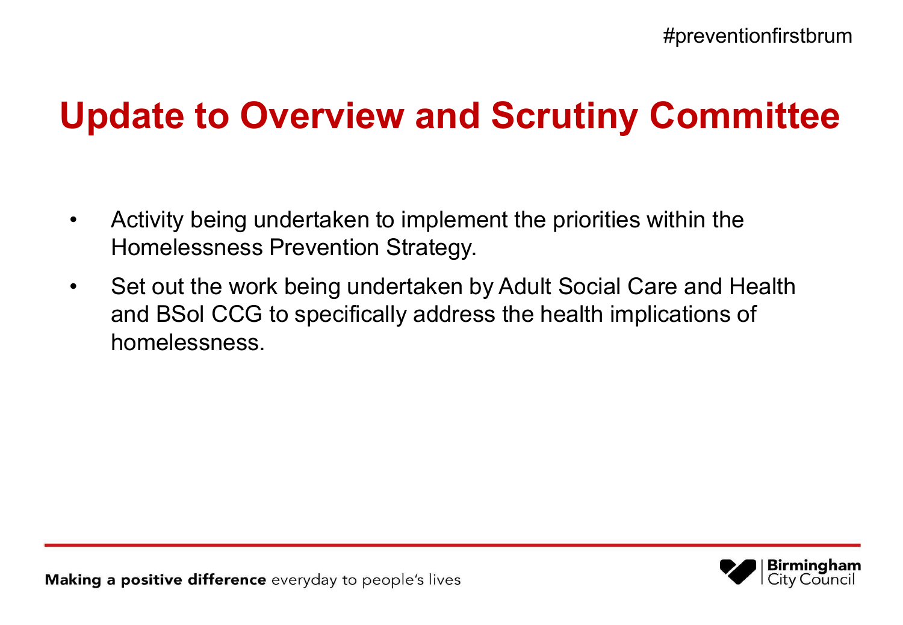# Update to Overview and Scrutiny Committee

- Activity being undertaken to implement the priorities within the Homelessness Prevention Strategy.
- Set out the work being undertaken by Adult Social Care and Health and BSol CCG to specifically address the health implications of homelessness.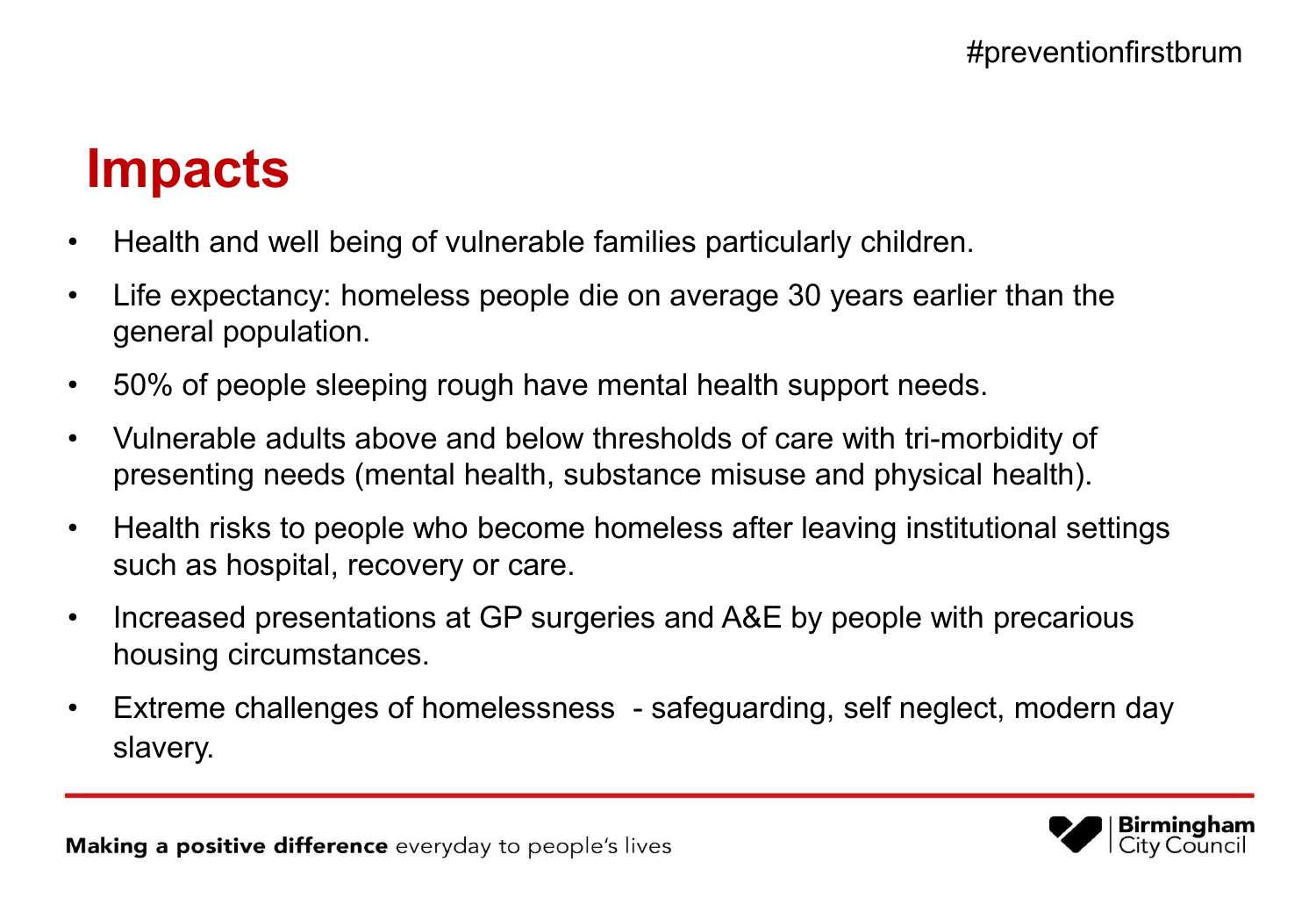# Impacts

- Health and well being of vulnerable families particularly children.
- Life expectancy: homeless people die on average 30 years earlier than the general population.
- 50% of people sleeping rough have mental health support needs.
- Vulnerable adults above and below thresholds of care with tri-morbidity of presenting needs (mental health, substance misuse and physical health).
- Health risks to people who become homeless after leaving institutional settings such as hospital, recovery or care.
- Increased presentations at GP surgeries and A&E by people with precarious housing circumstances.
- Extreme challenges of homelessness - safeguarding, self neglect, modern day slavery.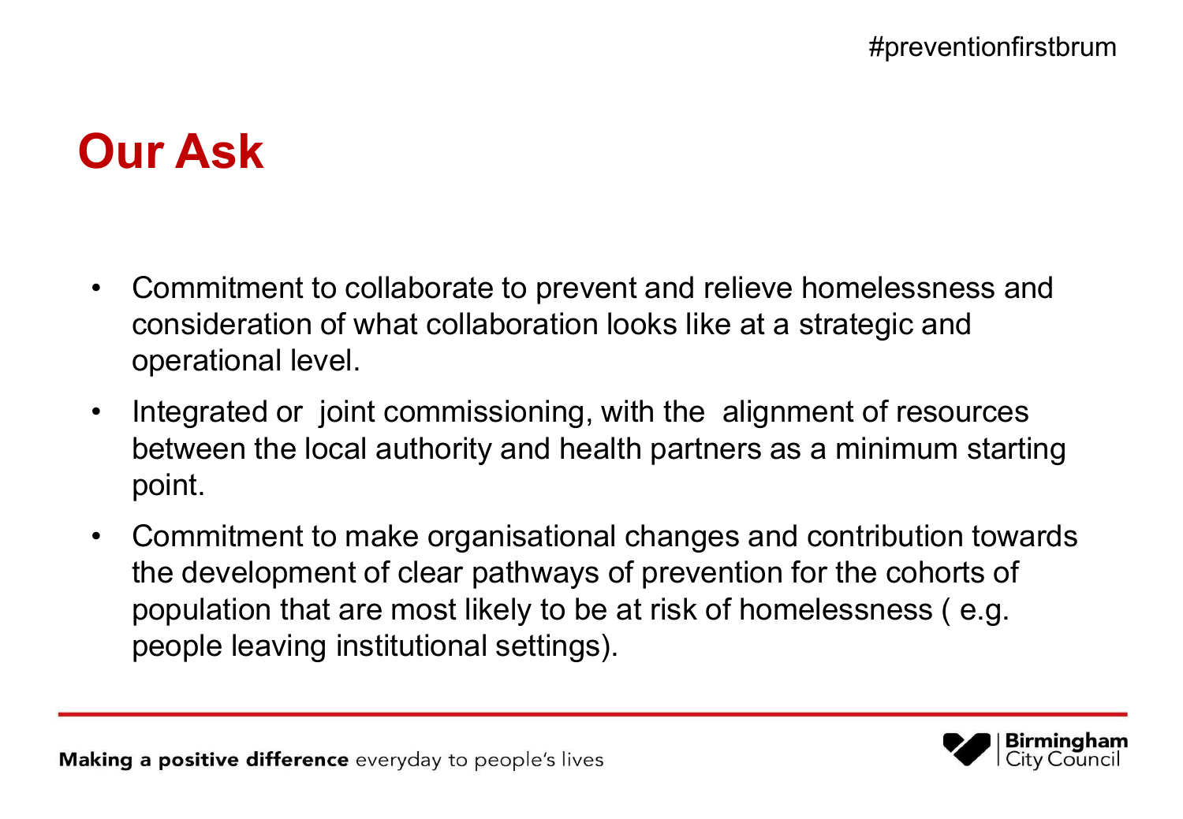## Our Ask

- Commitment to collaborate to prevent and relieve homelessness and consideration of what collaboration looks like at a strategic and operational level.
- Integrated or joint commissioning, with the alignment of resources between the local authority and health partners as a minimum starting point.
- Commitment to make organisational changes and contribution towards the development of clear pathways of prevention for the cohorts of population that are most likely to be at risk of homelessness ( e.g. people leaving institutional settings).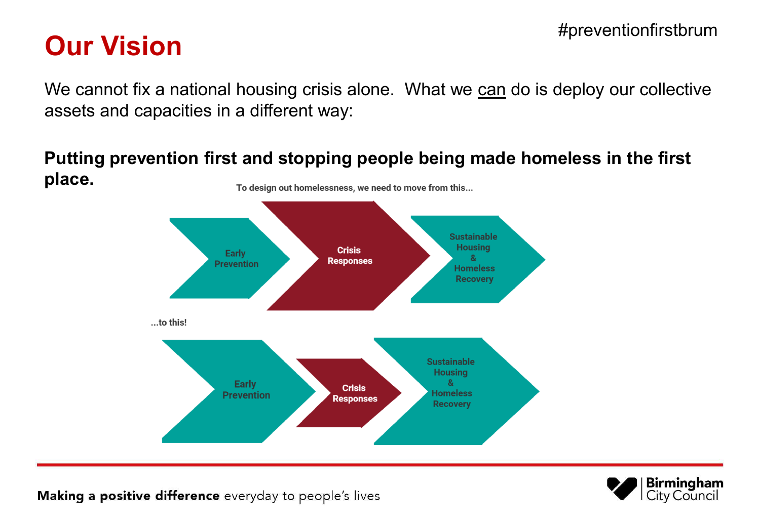# Our Vision

#preventionfirstbrum

We cannot fix a national housing crisis alone. What we can do is deploy our collective assets and capacities in a different way:

**Putting prevention first and stopping people being made homeless in the first place.**

To design out homelessness, we need to move from this...

Early Prevention → Crisis Responses → Sustainable Housing & Homeless Recovery

...to this!

Early Prevention → Crisis Responses → Sustainable Housing & Homeless Recovery

**Making a positive difference** everyday to people's lives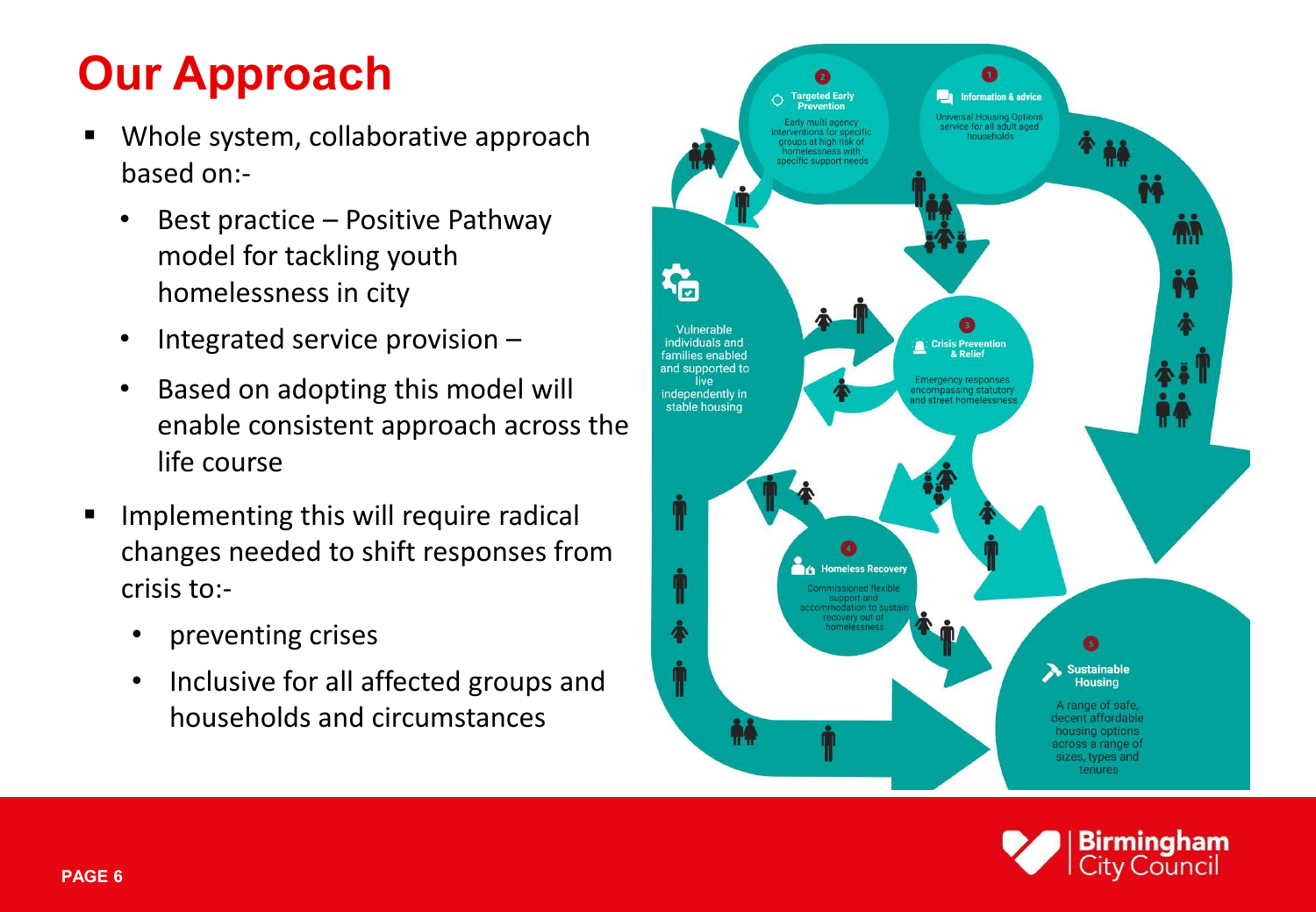# Our Approach

- Whole system, collaborative approach based on:-
  - Best practice – Positive Pathway model for tackling youth homelessness in city
  - Integrated service provision –
  - Based on adopting this model will enable consistent approach across the life course
- Implementing this will require radical changes needed to shift responses from crisis to:-
  - preventing crises
  - Inclusive for all affected groups and households and circumstances

1 **Information & advice**
Universal Housing Options service for all adult aged households

2 **Targeted Early Prevention**
Early multi agency interventions for specific groups at high risk of homelessness with specific support needs

3 **Crisis Prevention & Relief**
Emergency responses encompassing statutory and street homelessness

4 **Homeless Recovery**
Commissioned flexible support and accommodation to sustain recovery out of homelessness

5 **Sustainable Housing**
A range of safe, decent affordable housing options across a range of sizes, types and tenures

Vulnerable individuals and families enabled and supported to live independently in stable housing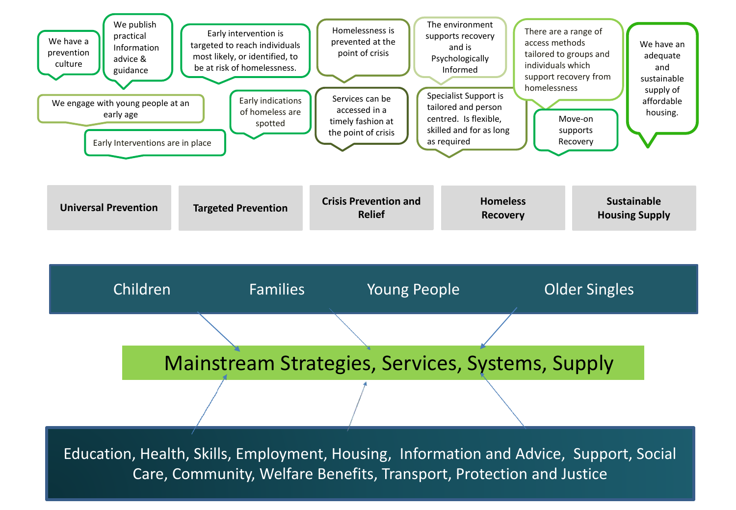We have a prevention culture

We publish practical Information advice & guidance

Early intervention is targeted to reach individuals most likely, or identified, to be at risk of homelessness.

Homelessness is prevented at the point of crisis

The environment supports recovery and is Psychologically Informed

There are a range of access methods tailored to groups and individuals which support recovery from homelessness

We have an adequate and sustainable supply of affordable housing.

We engage with young people at an early age

Early Interventions are in place

Early indications of homeless are spotted

Services can be accessed in a timely fashion at the point of crisis

Specialist Support is tailored and person centred. Is flexible, skilled and for as long as required

Move-on supports Recovery

| Universal Prevention | Targeted Prevention | Crisis Prevention and Relief | Homeless Recovery | Sustainable Housing Supply |
|---|---|---|---|---|

Children | Families | Young People | Older Singles

Mainstream Strategies, Services, Systems, Supply

Education, Health, Skills, Employment, Housing, Information and Advice, Support, Social Care, Community, Welfare Benefits, Transport, Protection and Justice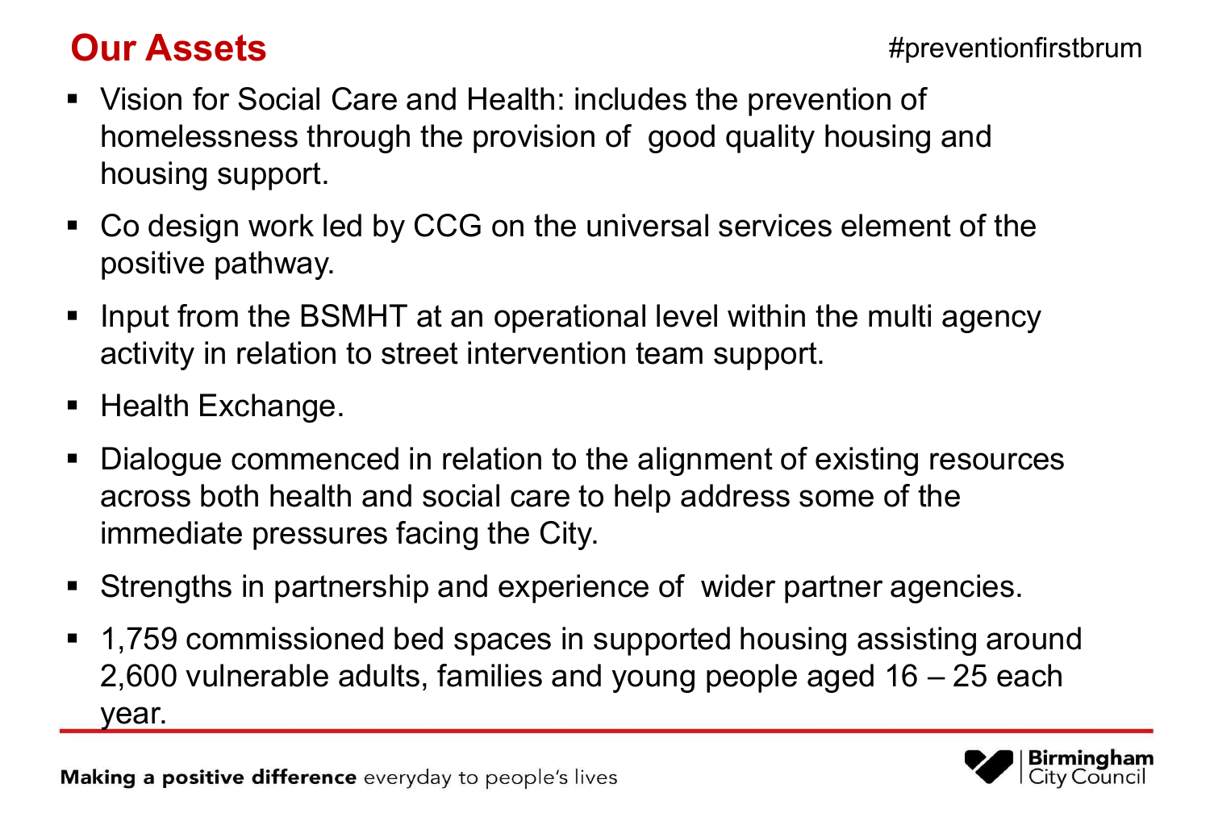# Our Assets

#preventionfirstbrum

- Vision for Social Care and Health: includes the prevention of homelessness through the provision of good quality housing and housing support.
- Co design work led by CCG on the universal services element of the positive pathway.
- Input from the BSMHT at an operational level within the multi agency activity in relation to street intervention team support.
- Health Exchange.
- Dialogue commenced in relation to the alignment of existing resources across both health and social care to help address some of the immediate pressures facing the City.
- Strengths in partnership and experience of wider partner agencies.
- 1,759 commissioned bed spaces in supported housing assisting around 2,600 vulnerable adults, families and young people aged 16 – 25 each year.

**Making a positive difference** everyday to people's lives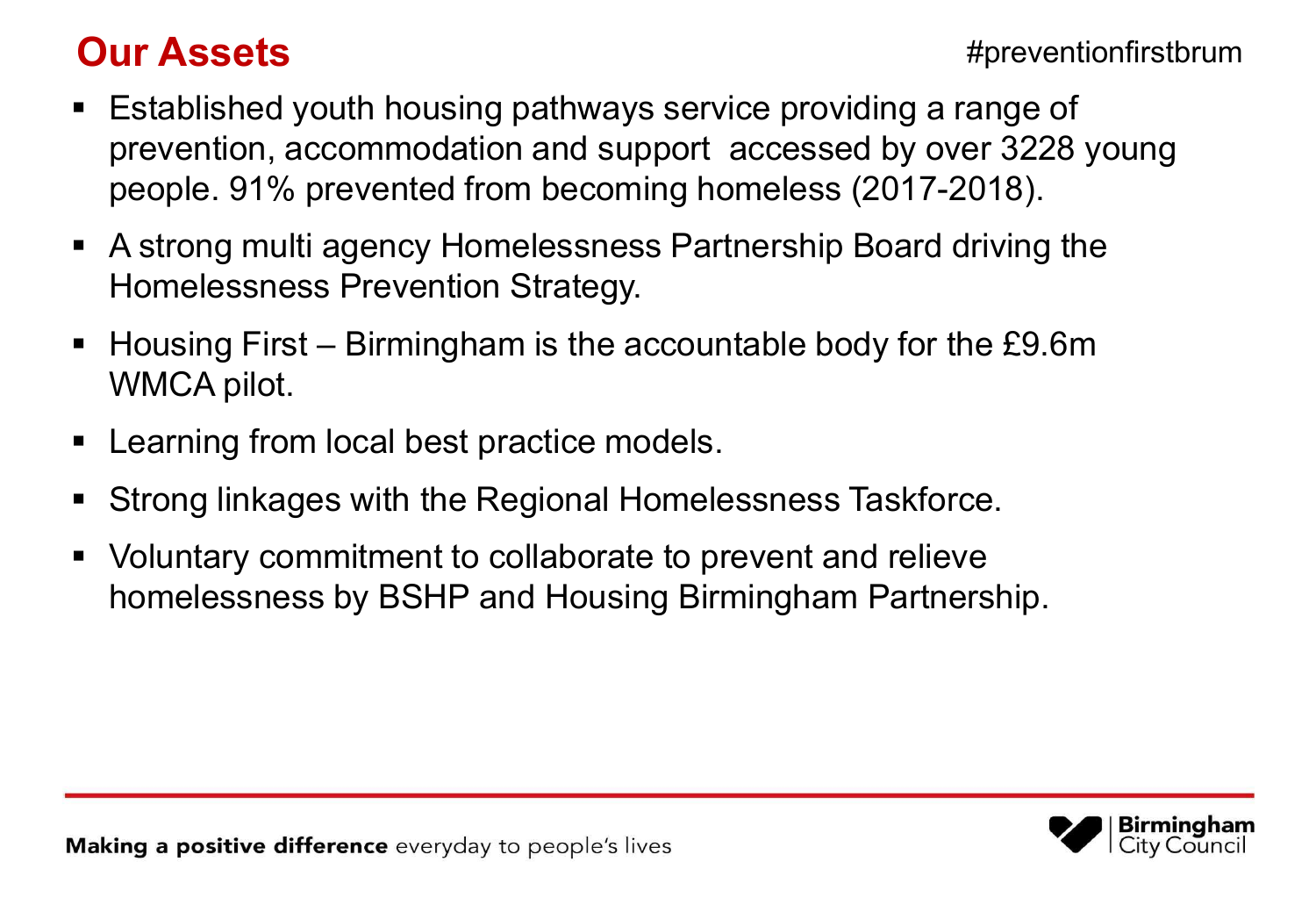# Our Assets

- Established youth housing pathways service providing a range of prevention, accommodation and support accessed by over 3228 young people. 91% prevented from becoming homeless (2017-2018).
- A strong multi agency Homelessness Partnership Board driving the Homelessness Prevention Strategy.
- Housing First – Birmingham is the accountable body for the £9.6m WMCA pilot.
- Learning from local best practice models.
- Strong linkages with the Regional Homelessness Taskforce.
- Voluntary commitment to collaborate to prevent and relieve homelessness by BSHP and Housing Birmingham Partnership.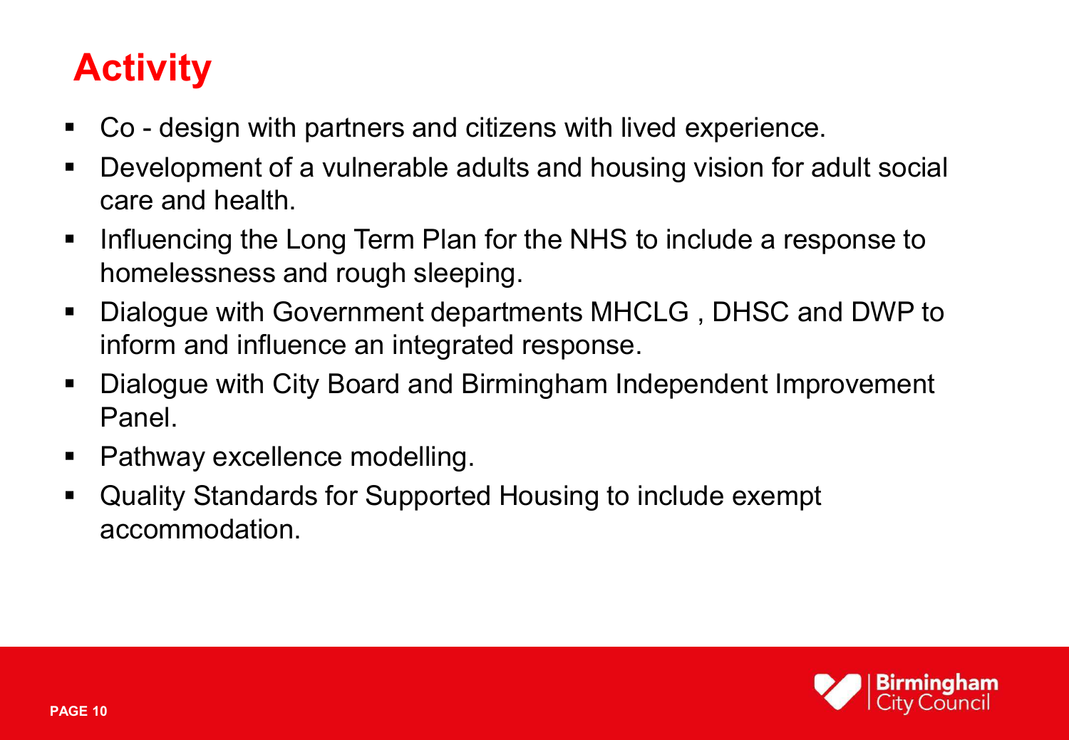# Activity

- Co - design with partners and citizens with lived experience.
- Development of a vulnerable adults and housing vision for adult social care and health.
- Influencing the Long Term Plan for the NHS to include a response to homelessness and rough sleeping.
- Dialogue with Government departments MHCLG , DHSC and DWP to inform and influence an integrated response.
- Dialogue with City Board and Birmingham Independent Improvement Panel.
- Pathway excellence modelling.
- Quality Standards for Supported Housing to include exempt accommodation.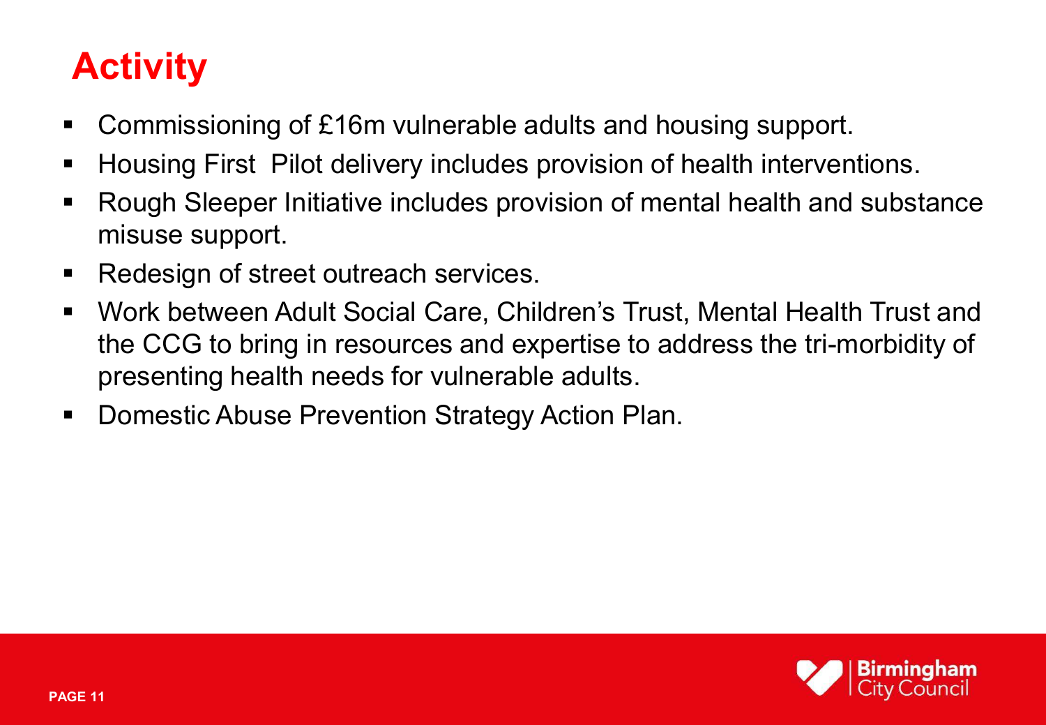# Activity

- Commissioning of £16m vulnerable adults and housing support.
- Housing First Pilot delivery includes provision of health interventions.
- Rough Sleeper Initiative includes provision of mental health and substance misuse support.
- Redesign of street outreach services.
- Work between Adult Social Care, Children's Trust, Mental Health Trust and the CCG to bring in resources and expertise to address the tri-morbidity of presenting health needs for vulnerable adults.
- Domestic Abuse Prevention Strategy Action Plan.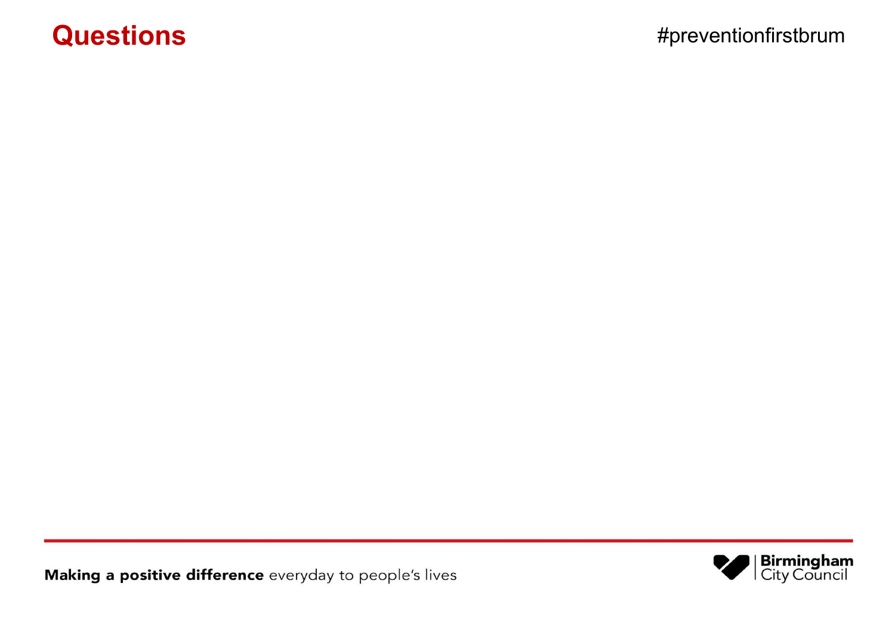# Questions